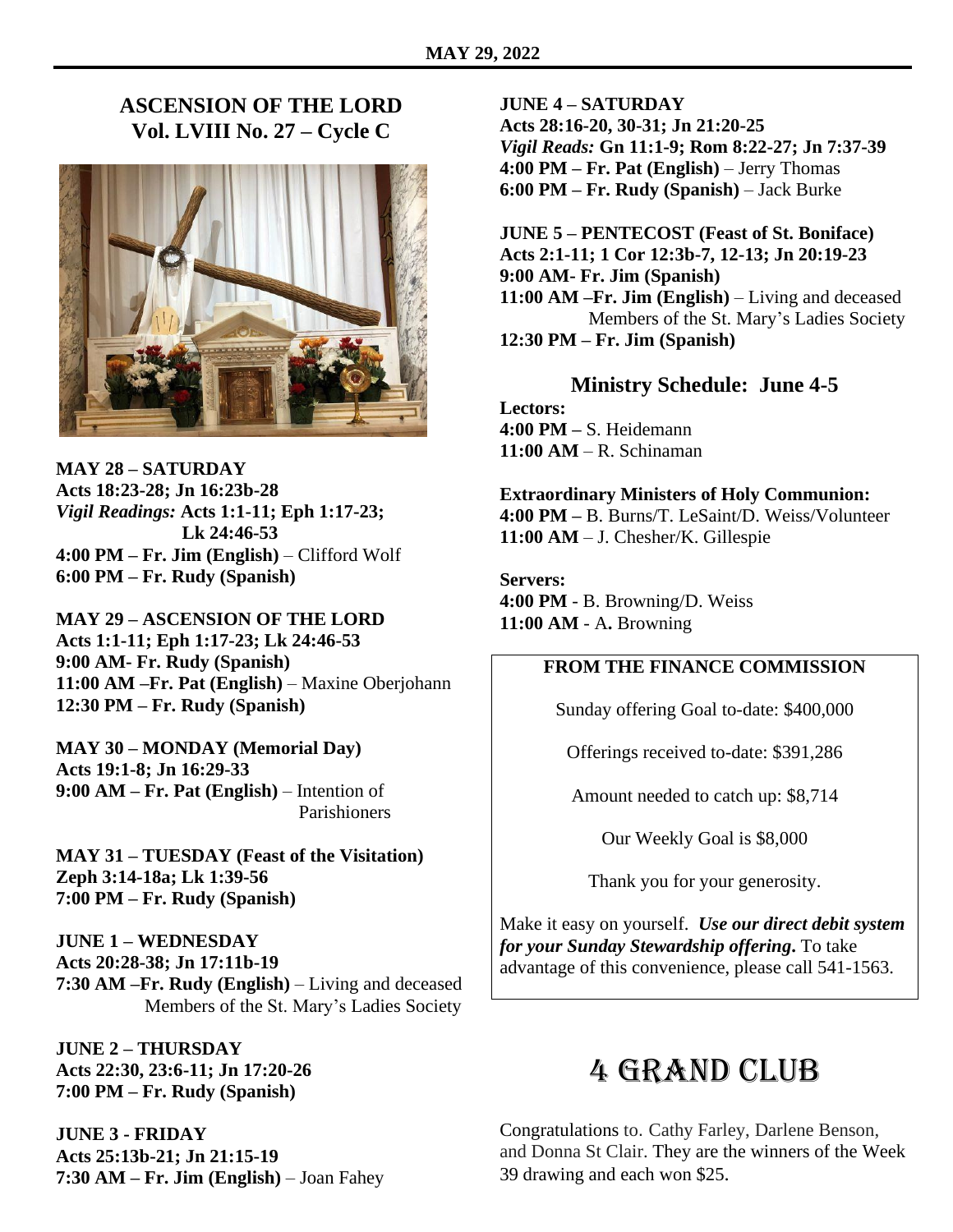**MAY 29, 2022**

## ASCENSION OF THE LORD
## Vol. LVIII No. 27 – Cycle C

**MAY 28 – SATURDAY**
**Acts 18:23-28; Jn 16:23b-28**
*Vigil Readings:* **Acts 1:1-11; Eph 1:17-23; Lk 24:46-53**
**4:00 PM – Fr. Jim (English)** – Clifford Wolf
**6:00 PM – Fr. Rudy (Spanish)**

**MAY 29 – ASCENSION OF THE LORD**
**Acts 1:1-11; Eph 1:17-23; Lk 24:46-53**
**9:00 AM- Fr. Rudy (Spanish)**
**11:00 AM –Fr. Pat (English)** – Maxine Oberjohann
**12:30 PM – Fr. Rudy (Spanish)**

**MAY 30 – MONDAY (Memorial Day)**
**Acts 19:1-8; Jn 16:29-33**
**9:00 AM – Fr. Pat (English)** – Intention of Parishioners

**MAY 31 – TUESDAY (Feast of the Visitation)**
**Zeph 3:14-18a; Lk 1:39-56**
**7:00 PM – Fr. Rudy (Spanish)**

**JUNE 1 – WEDNESDAY**
**Acts 20:28-38; Jn 17:11b-19**
**7:30 AM –Fr. Rudy (English)** – Living and deceased Members of the St. Mary's Ladies Society

**JUNE 2 – THURSDAY**
**Acts 22:30, 23:6-11; Jn 17:20-26**
**7:00 PM – Fr. Rudy (Spanish)**

**JUNE 3 - FRIDAY**
**Acts 25:13b-21; Jn 21:15-19**
**7:30 AM – Fr. Jim (English)** – Joan Fahey

**JUNE 4 – SATURDAY**
**Acts 28:16-20, 30-31; Jn 21:20-25**
*Vigil Reads:* **Gn 11:1-9; Rom 8:22-27; Jn 7:37-39**
**4:00 PM – Fr. Pat (English)** – Jerry Thomas
**6:00 PM – Fr. Rudy (Spanish)** – Jack Burke

**JUNE 5 – PENTECOST (Feast of St. Boniface)**
**Acts 2:1-11; 1 Cor 12:3b-7, 12-13; Jn 20:19-23**
**9:00 AM- Fr. Jim (Spanish)**
**11:00 AM –Fr. Jim (English)** – Living and deceased Members of the St. Mary's Ladies Society
**12:30 PM – Fr. Jim (Spanish)**

### Ministry Schedule: June 4-5

**Lectors:**
**4:00 PM –** S. Heidemann
**11:00 AM** – R. Schinaman

**Extraordinary Ministers of Holy Communion:**
**4:00 PM –** B. Burns/T. LeSaint/D. Weiss/Volunteer
**11:00 AM** – J. Chesher/K. Gillespie

**Servers:**
**4:00 PM** - B. Browning/D. Weiss
**11:00 AM** - A**.** Browning

### FROM THE FINANCE COMMISSION

Sunday offering Goal to-date: $400,000

Offerings received to-date: $391,286

Amount needed to catch up: $8,714

Our Weekly Goal is $8,000

Thank you for your generosity.

Make it easy on yourself. ***Use our direct debit system for your Sunday Stewardship offering.*** To take advantage of this convenience, please call 541-1563.

## 4 GRAND CLUB

Congratulations to. Cathy Farley, Darlene Benson, and Donna St Clair. They are the winners of the Week 39 drawing and each won $25.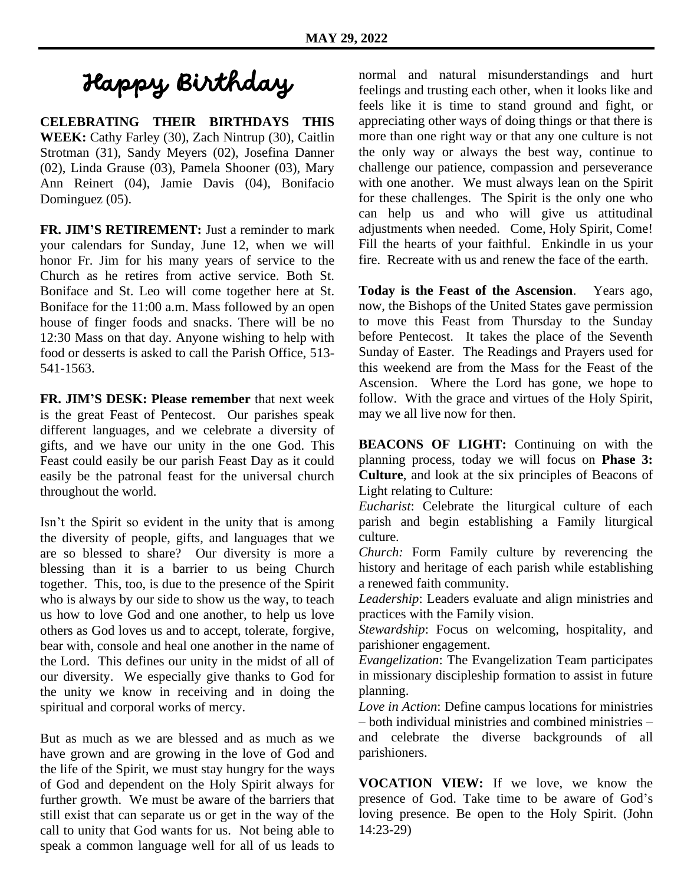# Happy Birthday

**CELEBRATING THEIR BIRTHDAYS THIS WEEK:** Cathy Farley (30), Zach Nintrup (30), Caitlin Strotman (31), Sandy Meyers (02), Josefina Danner (02), Linda Grause (03), Pamela Shooner (03), Mary Ann Reinert (04), Jamie Davis (04), Bonifacio Dominguez (05).

**FR. JIM'S RETIREMENT:** Just a reminder to mark your calendars for Sunday, June 12, when we will honor Fr. Jim for his many years of service to the Church as he retires from active service. Both St. Boniface and St. Leo will come together here at St. Boniface for the 11:00 a.m. Mass followed by an open house of finger foods and snacks. There will be no 12:30 Mass on that day. Anyone wishing to help with food or desserts is asked to call the Parish Office, 513-541-1563.

**FR. JIM'S DESK: Please remember** that next week is the great Feast of Pentecost. Our parishes speak different languages, and we celebrate a diversity of gifts, and we have our unity in the one God. This Feast could easily be our parish Feast Day as it could easily be the patronal feast for the universal church throughout the world.

Isn't the Spirit so evident in the unity that is among the diversity of people, gifts, and languages that we are so blessed to share? Our diversity is more a blessing than it is a barrier to us being Church together. This, too, is due to the presence of the Spirit who is always by our side to show us the way, to teach us how to love God and one another, to help us love others as God loves us and to accept, tolerate, forgive, bear with, console and heal one another in the name of the Lord. This defines our unity in the midst of all of our diversity. We especially give thanks to God for the unity we know in receiving and in doing the spiritual and corporal works of mercy.

But as much as we are blessed and as much as we have grown and are growing in the love of God and the life of the Spirit, we must stay hungry for the ways of God and dependent on the Holy Spirit always for further growth. We must be aware of the barriers that still exist that can separate us or get in the way of the call to unity that God wants for us. Not being able to speak a common language well for all of us leads to normal and natural misunderstandings and hurt feelings and trusting each other, when it looks like and feels like it is time to stand ground and fight, or appreciating other ways of doing things or that there is more than one right way or that any one culture is not the only way or always the best way, continue to challenge our patience, compassion and perseverance with one another. We must always lean on the Spirit for these challenges. The Spirit is the only one who can help us and who will give us attitudinal adjustments when needed. Come, Holy Spirit, Come! Fill the hearts of your faithful. Enkindle in us your fire. Recreate with us and renew the face of the earth.

**Today is the Feast of the Ascension**. Years ago, now, the Bishops of the United States gave permission to move this Feast from Thursday to the Sunday before Pentecost. It takes the place of the Seventh Sunday of Easter. The Readings and Prayers used for this weekend are from the Mass for the Feast of the Ascension. Where the Lord has gone, we hope to follow. With the grace and virtues of the Holy Spirit, may we all live now for then.

**BEACONS OF LIGHT:** Continuing on with the planning process, today we will focus on **Phase 3: Culture**, and look at the six principles of Beacons of Light relating to Culture:

*Eucharist*: Celebrate the liturgical culture of each parish and begin establishing a Family liturgical culture.
*Church:* Form Family culture by reverencing the history and heritage of each parish while establishing a renewed faith community.
*Leadership*: Leaders evaluate and align ministries and practices with the Family vision.
*Stewardship*: Focus on welcoming, hospitality, and parishioner engagement.
*Evangelization*: The Evangelization Team participates in missionary discipleship formation to assist in future planning.
*Love in Action*: Define campus locations for ministries – both individual ministries and combined ministries – and celebrate the diverse backgrounds of all parishioners.

**VOCATION VIEW:** If we love, we know the presence of God. Take time to be aware of God's loving presence. Be open to the Holy Spirit. (John 14:23-29)